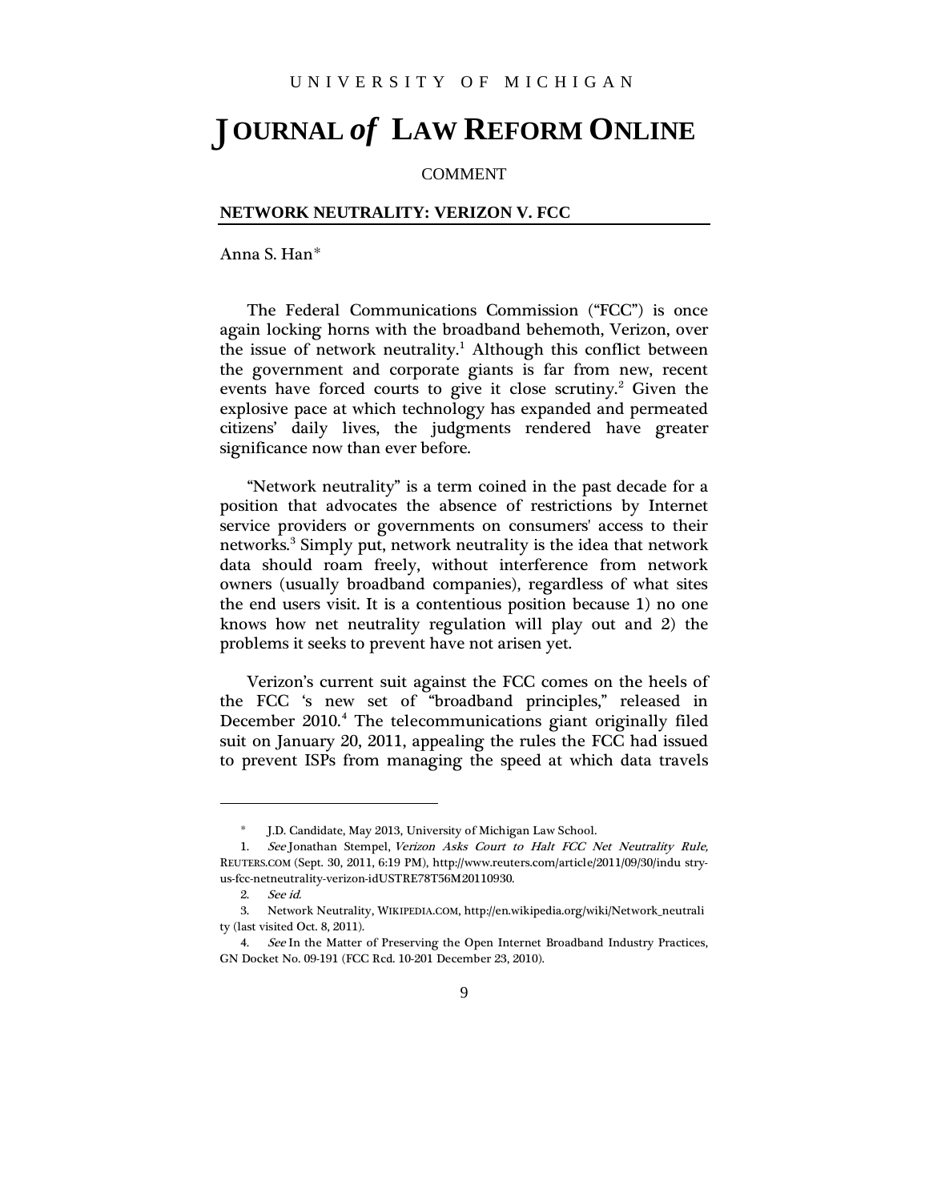UNIVERSITY OF MICHIGAN

# JOURNAL *of* LAW REFORM ONLINE

COMMENT

## NETWORK NEUTRALITY: VERIZON V. FCC

Anna S. Han*

The Federal Communications Commission ("FCC") is once again locking horns with the broadband behemoth, Verizon, over the issue of network neutrality.[1] Although this conflict between the government and corporate giants is far from new, recent events have forced courts to give it close scrutiny.[2] Given the explosive pace at which technology has expanded and permeated citizens' daily lives, the judgments rendered have greater significance now than ever before.

"Network neutrality" is a term coined in the past decade for a position that advocates the absence of restrictions by Internet service providers or governments on consumers' access to their networks.[3] Simply put, network neutrality is the idea that network data should roam freely, without interference from network owners (usually broadband companies), regardless of what sites the end users visit. It is a contentious position because 1) no one knows how net neutrality regulation will play out and 2) the problems it seeks to prevent have not arisen yet.

Verizon's current suit against the FCC comes on the heels of the FCC 's new set of "broadband principles," released in December 2010.[4] The telecommunications giant originally filed suit on January 20, 2011, appealing the rules the FCC had issued to prevent ISPs from managing the speed at which data travels

---

\* J.D. Candidate, May 2013, University of Michigan Law School.

1. *See* Jonathan Stempel, *Verizon Asks Court to Halt FCC Net Neutrality Rule*, REUTERS.COM (Sept. 30, 2011, 6:19 PM), http://www.reuters.com/article/2011/09/30/industry-us-fcc-netneutrality-verizon-idUSTRE78T56M20110930.

2. *See id.*

3. Network Neutrality, WIKIPEDIA.COM, http://en.wikipedia.org/wiki/Network_neutrality (last visited Oct. 8, 2011).

4. *See* In the Matter of Preserving the Open Internet Broadband Industry Practices, GN Docket No. 09-191 (FCC Rcd. 10-201 December 23, 2010).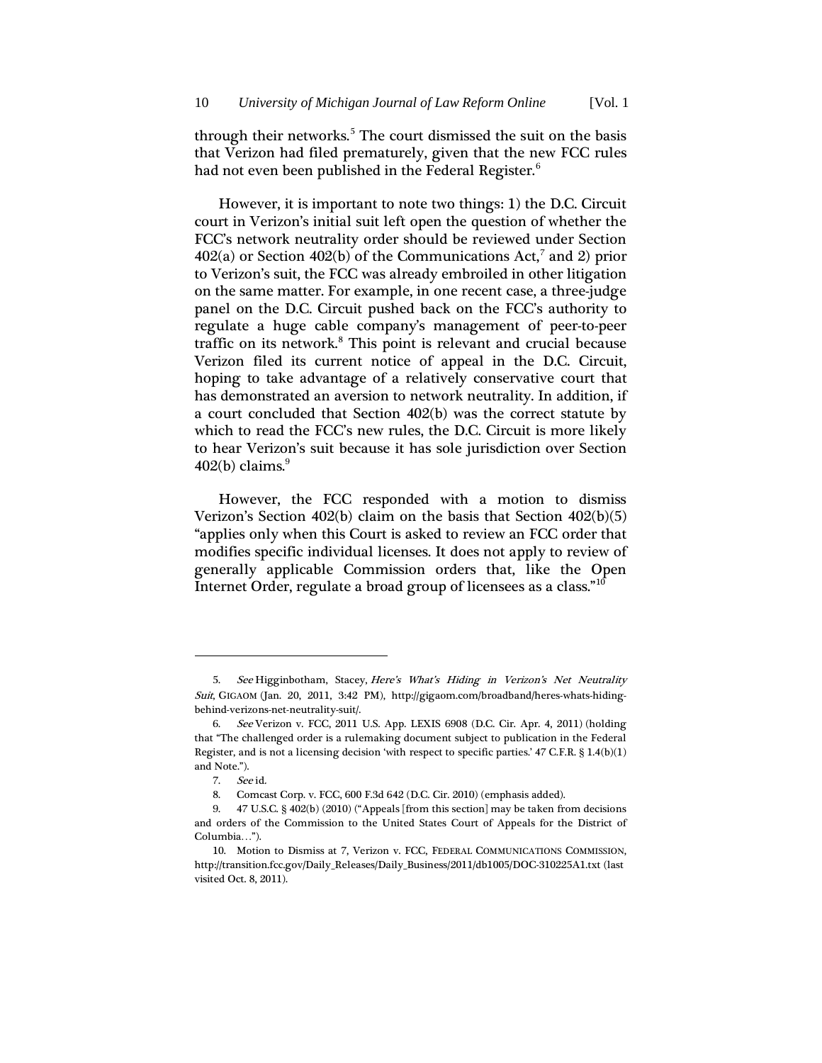through their networks.[5] The court dismissed the suit on the basis that Verizon had filed prematurely, given that the new FCC rules had not even been published in the Federal Register.[6]

However, it is important to note two things: 1) the D.C. Circuit court in Verizon's initial suit left open the question of whether the FCC's network neutrality order should be reviewed under Section 402(a) or Section 402(b) of the Communications Act,[7] and 2) prior to Verizon's suit, the FCC was already embroiled in other litigation on the same matter. For example, in one recent case, a three-judge panel on the D.C. Circuit pushed back on the FCC's authority to regulate a huge cable company's management of peer-to-peer traffic on its network.[8] This point is relevant and crucial because Verizon filed its current notice of appeal in the D.C. Circuit, hoping to take advantage of a relatively conservative court that has demonstrated an aversion to network neutrality. In addition, if a court concluded that Section 402(b) was the correct statute by which to read the FCC's new rules, the D.C. Circuit is more likely to hear Verizon's suit because it has sole jurisdiction over Section 402(b) claims.[9]

However, the FCC responded with a motion to dismiss Verizon's Section 402(b) claim on the basis that Section 402(b)(5) "applies only when this Court is asked to review an FCC order that modifies specific individual licenses. It does not apply to review of generally applicable Commission orders that, like the Open Internet Order, regulate a broad group of licensees as a class."[10]

---

5. *See* Higginbotham, Stacey, *Here's What's Hiding in Verizon's Net Neutrality Suit*, GIGAOM (Jan. 20, 2011, 3:42 PM), http://gigaom.com/broadband/heres-whats-hiding-behind-verizons-net-neutrality-suit/.

6. *See* Verizon v. FCC, 2011 U.S. App. LEXIS 6908 (D.C. Cir. Apr. 4, 2011) (holding that "The challenged order is a rulemaking document subject to publication in the Federal Register, and is not a licensing decision 'with respect to specific parties.' 47 C.F.R. § 1.4(b)(1) and Note.").

7. *See* id.

8. Comcast Corp. v. FCC, 600 F.3d 642 (D.C. Cir. 2010) (emphasis added).

9. 47 U.S.C. § 402(b) (2010) ("Appeals [from this section] may be taken from decisions and orders of the Commission to the United States Court of Appeals for the District of Columbia…").

10. Motion to Dismiss at 7, Verizon v. FCC, FEDERAL COMMUNICATIONS COMMISSION, http://transition.fcc.gov/Daily_Releases/Daily_Business/2011/db1005/DOC-310225A1.txt (last visited Oct. 8, 2011).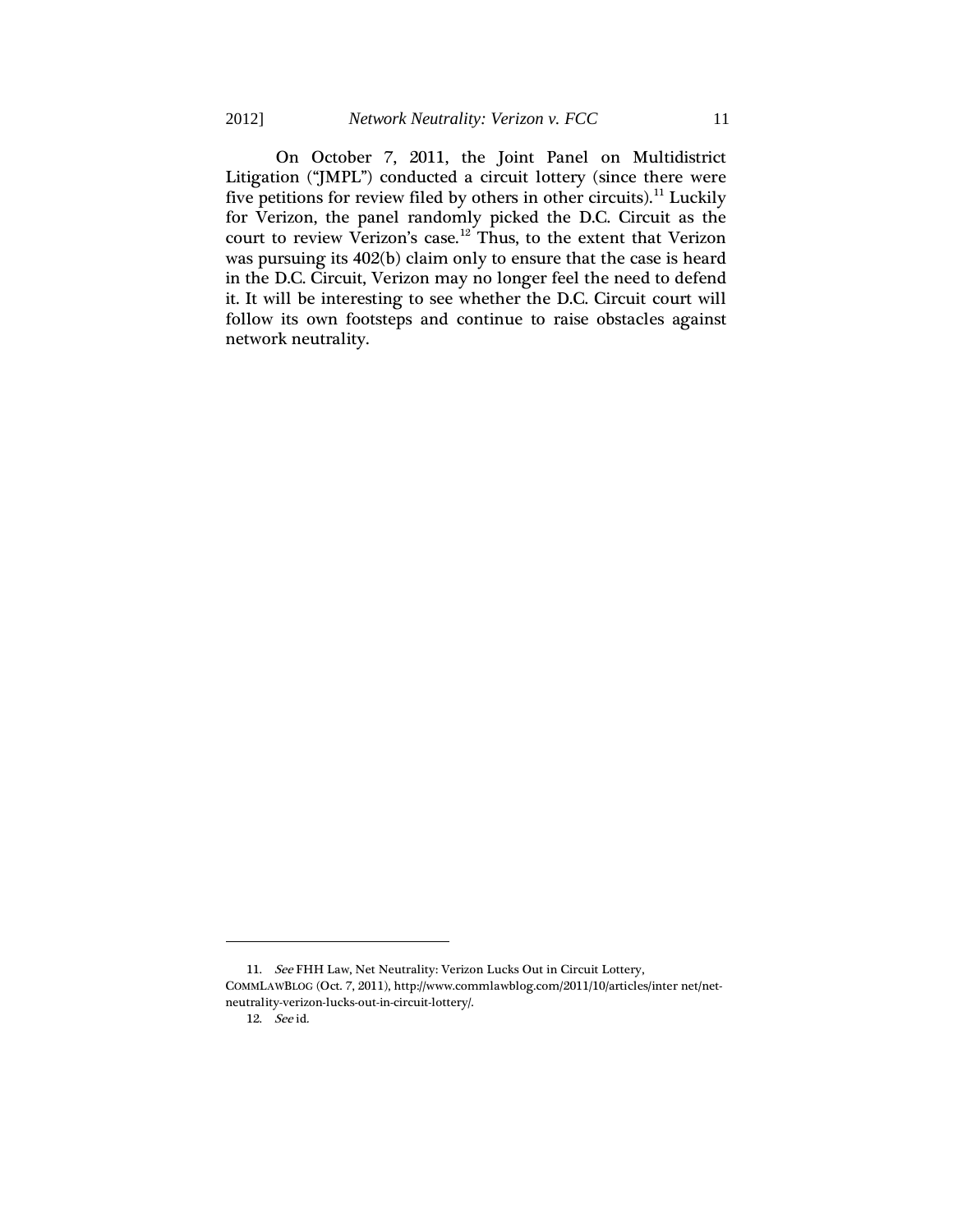On October 7, 2011, the Joint Panel on Multidistrict Litigation ("JMPL") conducted a circuit lottery (since there were five petitions for review filed by others in other circuits).[11] Luckily for Verizon, the panel randomly picked the D.C. Circuit as the court to review Verizon's case.[12] Thus, to the extent that Verizon was pursuing its 402(b) claim only to ensure that the case is heard in the D.C. Circuit, Verizon may no longer feel the need to defend it. It will be interesting to see whether the D.C. Circuit court will follow its own footsteps and continue to raise obstacles against network neutrality.

---

11. *See* FHH Law, Net Neutrality: Verizon Lucks Out in Circuit Lottery, COMMLAWBLOG (Oct. 7, 2011), http://www.commlawblog.com/2011/10/articles/inter net/net-neutrality-verizon-lucks-out-in-circuit-lottery/.

12. *See* id.